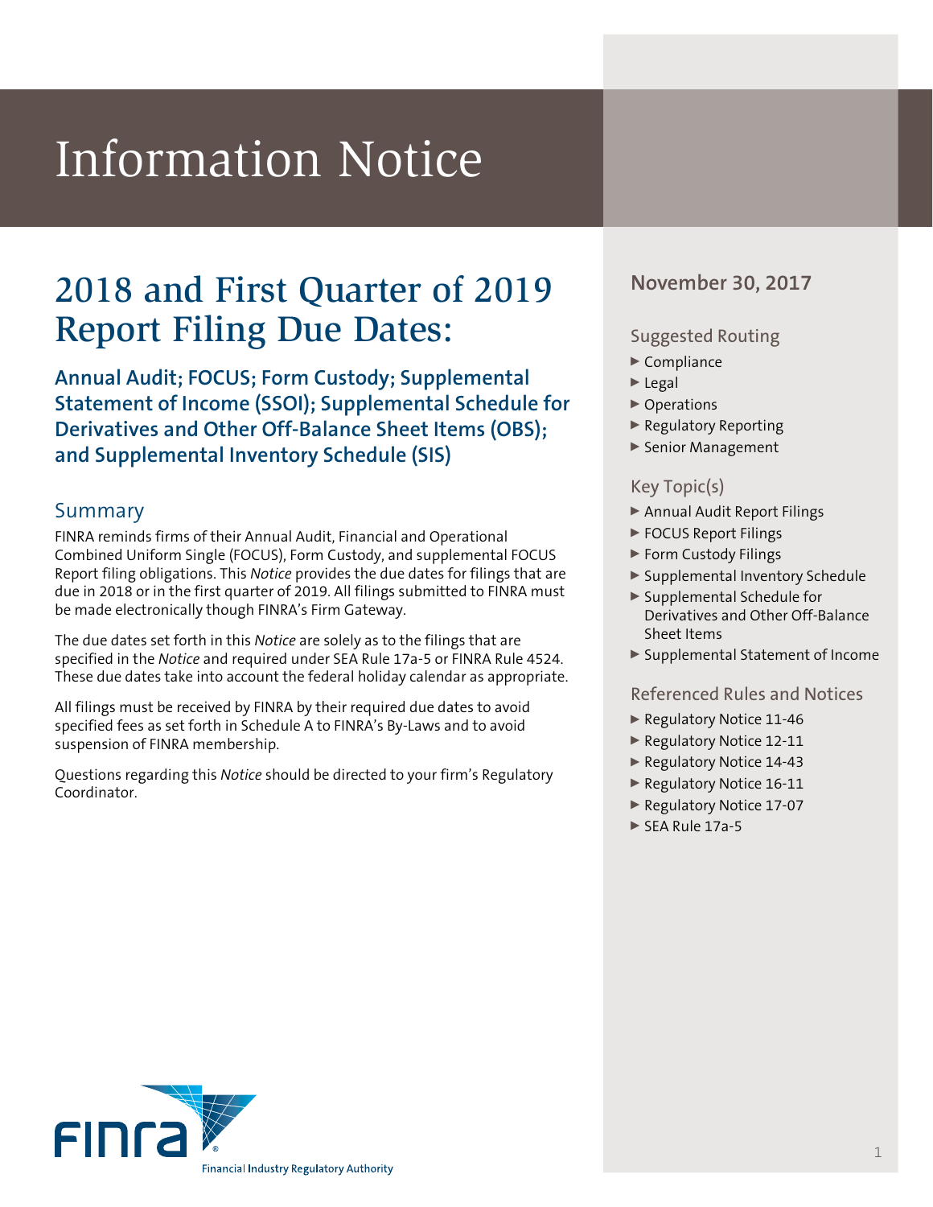# Information Notice

## 2018 and First Quarter of 2019 Report Filing Due Dates:

### Annual Audit; FOCUS; Form Custody; Supplemental Statement of Income (SSOI); Supplemental Schedule for Derivatives and Other Off-Balance Sheet Items (OBS); and Supplemental Inventory Schedule (SIS)

**November 30, 2017**

### Summary

FINRA reminds firms of their Annual Audit, Financial and Operational Combined Uniform Single (FOCUS), Form Custody, and supplemental FOCUS Report filing obligations. This *Notice* provides the due dates for filings that are due in 2018 or in the first quarter of 2019. All filings submitted to FINRA must be made electronically though FINRA's Firm Gateway.

The due dates set forth in this *Notice* are solely as to the filings that are specified in the *Notice* and required under SEA Rule 17a-5 or FINRA Rule 4524. These due dates take into account the federal holiday calendar as appropriate.

All filings must be received by FINRA by their required due dates to avoid specified fees as set forth in Schedule A to FINRA's By-Laws and to avoid suspension of FINRA membership.

Questions regarding this *Notice* should be directed to your firm's Regulatory Coordinator.

### Suggested Routing

- Compliance
- Legal
- Operations
- Regulatory Reporting
- Senior Management

### Key Topic(s)

- Annual Audit Report Filings
- FOCUS Report Filings
- Form Custody Filings
- Supplemental Inventory Schedule
- Supplemental Schedule for Derivatives and Other Off-Balance Sheet Items
- Supplemental Statement of Income

### Referenced Rules and Notices

- Regulatory Notice 11-46
- Regulatory Notice 12-11
- Regulatory Notice 14-43
- Regulatory Notice 16-11
- Regulatory Notice 17-07
- SEA Rule 17a-5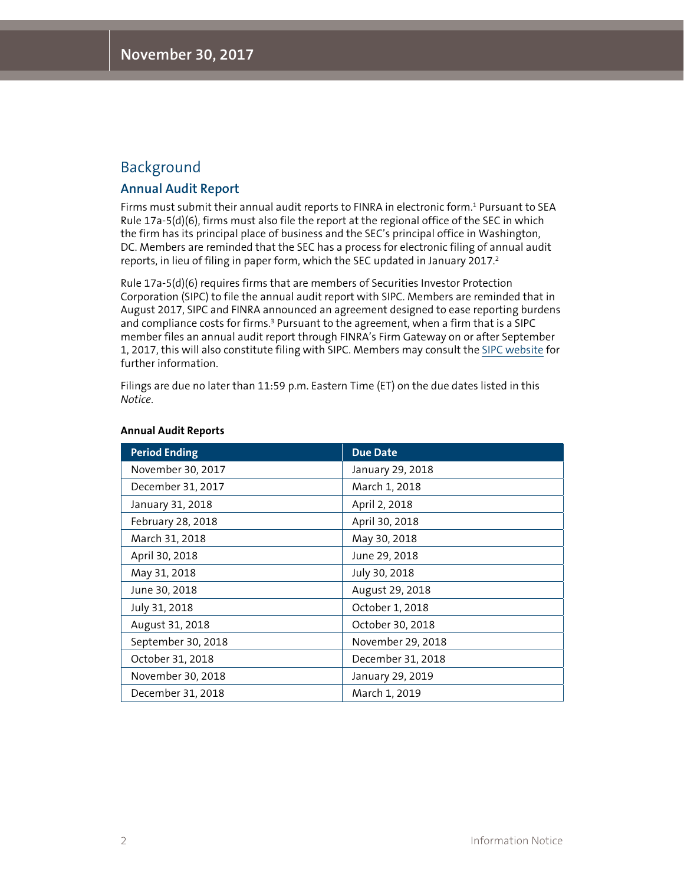## Background

### Annual Audit Report

Firms must submit their annual audit reports to FINRA in electronic form.[1] Pursuant to SEA Rule 17a-5(d)(6), firms must also file the report at the regional office of the SEC in which the firm has its principal place of business and the SEC's principal office in Washington, DC. Members are reminded that the SEC has a process for electronic filing of annual audit reports, in lieu of filing in paper form, which the SEC updated in January 2017.[2]

Rule 17a-5(d)(6) requires firms that are members of Securities Investor Protection Corporation (SIPC) to file the annual audit report with SIPC. Members are reminded that in August 2017, SIPC and FINRA announced an agreement designed to ease reporting burdens and compliance costs for firms.[3] Pursuant to the agreement, when a firm that is a SIPC member files an annual audit report through FINRA's Firm Gateway on or after September 1, 2017, this will also constitute filing with SIPC. Members may consult the SIPC website for further information.

Filings are due no later than 11:59 p.m. Eastern Time (ET) on the due dates listed in this *Notice*.

**Annual Audit Reports**

| Period Ending | Due Date |
|---|---|
| November 30, 2017 | January 29, 2018 |
| December 31, 2017 | March 1, 2018 |
| January 31, 2018 | April 2, 2018 |
| February 28, 2018 | April 30, 2018 |
| March 31, 2018 | May 30, 2018 |
| April 30, 2018 | June 29, 2018 |
| May 31, 2018 | July 30, 2018 |
| June 30, 2018 | August 29, 2018 |
| July 31, 2018 | October 1, 2018 |
| August 31, 2018 | October 30, 2018 |
| September 30, 2018 | November 29, 2018 |
| October 31, 2018 | December 31, 2018 |
| November 30, 2018 | January 29, 2019 |
| December 31, 2018 | March 1, 2019 |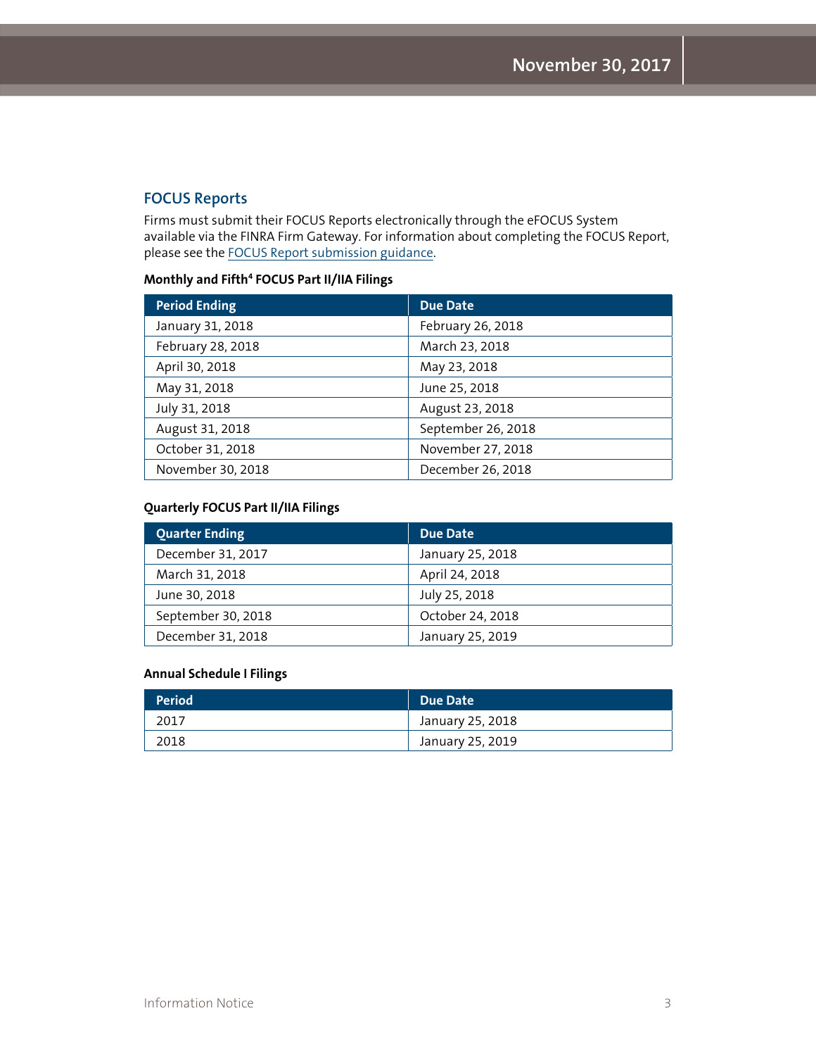## FOCUS Reports

Firms must submit their FOCUS Reports electronically through the eFOCUS System available via the FINRA Firm Gateway. For information about completing the FOCUS Report, please see the FOCUS Report submission guidance.

**Monthly and Fifth[4] FOCUS Part II/IIA Filings**

| Period Ending | Due Date |
|---|---|
| January 31, 2018 | February 26, 2018 |
| February 28, 2018 | March 23, 2018 |
| April 30, 2018 | May 23, 2018 |
| May 31, 2018 | June 25, 2018 |
| July 31, 2018 | August 23, 2018 |
| August 31, 2018 | September 26, 2018 |
| October 31, 2018 | November 27, 2018 |
| November 30, 2018 | December 26, 2018 |

**Quarterly FOCUS Part II/IIA Filings**

| Quarter Ending | Due Date |
|---|---|
| December 31, 2017 | January 25, 2018 |
| March 31, 2018 | April 24, 2018 |
| June 30, 2018 | July 25, 2018 |
| September 30, 2018 | October 24, 2018 |
| December 31, 2018 | January 25, 2019 |

**Annual Schedule I Filings**

| Period | Due Date |
|---|---|
| 2017 | January 25, 2018 |
| 2018 | January 25, 2019 |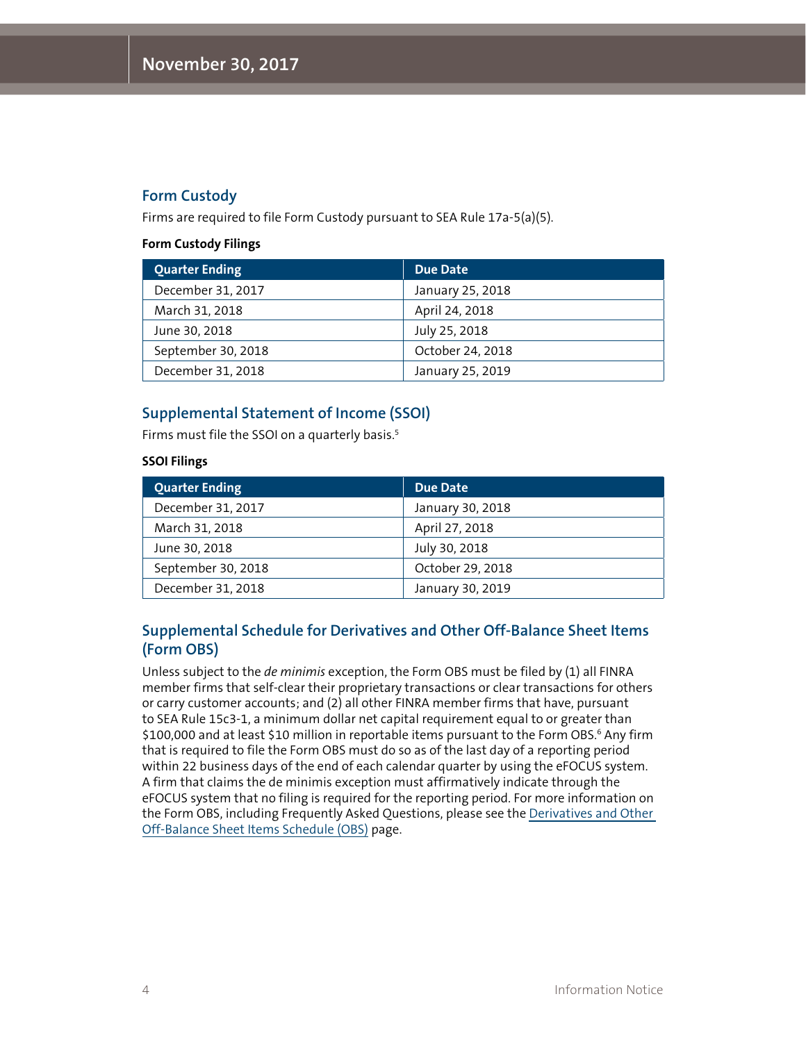## Form Custody

Firms are required to file Form Custody pursuant to SEA Rule 17a-5(a)(5).

**Form Custody Filings**

| Quarter Ending | Due Date |
|---|---|
| December 31, 2017 | January 25, 2018 |
| March 31, 2018 | April 24, 2018 |
| June 30, 2018 | July 25, 2018 |
| September 30, 2018 | October 24, 2018 |
| December 31, 2018 | January 25, 2019 |

## Supplemental Statement of Income (SSOI)

Firms must file the SSOI on a quarterly basis.[5]

**SSOI Filings**

| Quarter Ending | Due Date |
|---|---|
| December 31, 2017 | January 30, 2018 |
| March 31, 2018 | April 27, 2018 |
| June 30, 2018 | July 30, 2018 |
| September 30, 2018 | October 29, 2018 |
| December 31, 2018 | January 30, 2019 |

## Supplemental Schedule for Derivatives and Other Off-Balance Sheet Items (Form OBS)

Unless subject to the *de minimis* exception, the Form OBS must be filed by (1) all FINRA member firms that self-clear their proprietary transactions or clear transactions for others or carry customer accounts; and (2) all other FINRA member firms that have, pursuant to SEA Rule 15c3-1, a minimum dollar net capital requirement equal to or greater than $100,000 and at least $10 million in reportable items pursuant to the Form OBS.[6] Any firm that is required to file the Form OBS must do so as of the last day of a reporting period within 22 business days of the end of each calendar quarter by using the eFOCUS system. A firm that claims the de minimis exception must affirmatively indicate through the eFOCUS system that no filing is required for the reporting period. For more information on the Form OBS, including Frequently Asked Questions, please see the Derivatives and Other Off-Balance Sheet Items Schedule (OBS) page.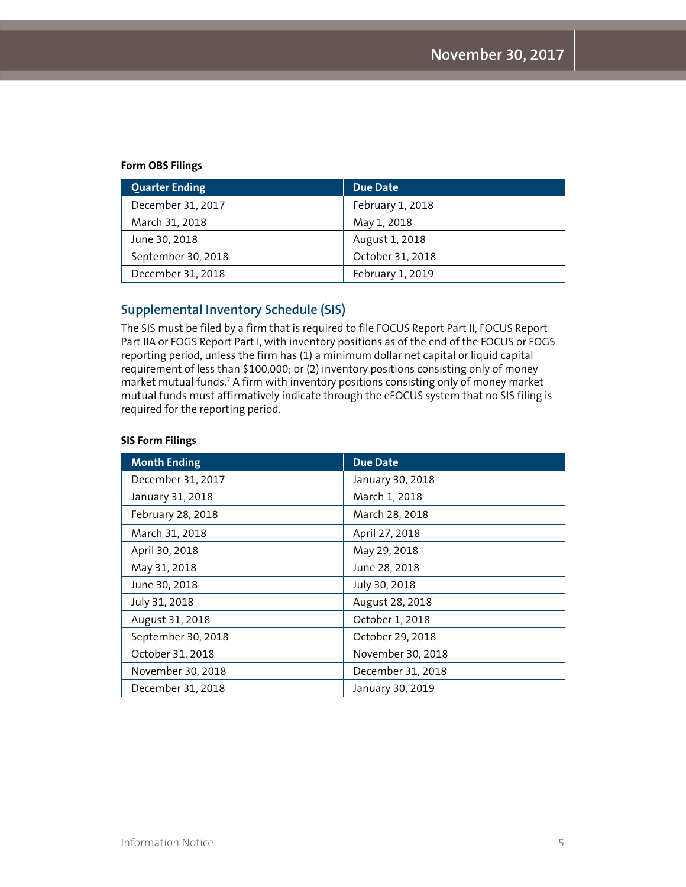**Form OBS Filings**

| Quarter Ending | Due Date |
| --- | --- |
| December 31, 2017 | February 1, 2018 |
| March 31, 2018 | May 1, 2018 |
| June 30, 2018 | August 1, 2018 |
| September 30, 2018 | October 31, 2018 |
| December 31, 2018 | February 1, 2019 |

## Supplemental Inventory Schedule (SIS)

The SIS must be filed by a firm that is required to file FOCUS Report Part II, FOCUS Report Part IIA or FOGS Report Part I, with inventory positions as of the end of the FOCUS or FOGS reporting period, unless the firm has (1) a minimum dollar net capital or liquid capital requirement of less than $100,000; or (2) inventory positions consisting only of money market mutual funds.[7] A firm with inventory positions consisting only of money market mutual funds must affirmatively indicate through the eFOCUS system that no SIS filing is required for the reporting period.

**SIS Form Filings**

| Month Ending | Due Date |
| --- | --- |
| December 31, 2017 | January 30, 2018 |
| January 31, 2018 | March 1, 2018 |
| February 28, 2018 | March 28, 2018 |
| March 31, 2018 | April 27, 2018 |
| April 30, 2018 | May 29, 2018 |
| May 31, 2018 | June 28, 2018 |
| June 30, 2018 | July 30, 2018 |
| July 31, 2018 | August 28, 2018 |
| August 31, 2018 | October 1, 2018 |
| September 30, 2018 | October 29, 2018 |
| October 31, 2018 | November 30, 2018 |
| November 30, 2018 | December 31, 2018 |
| December 31, 2018 | January 30, 2019 |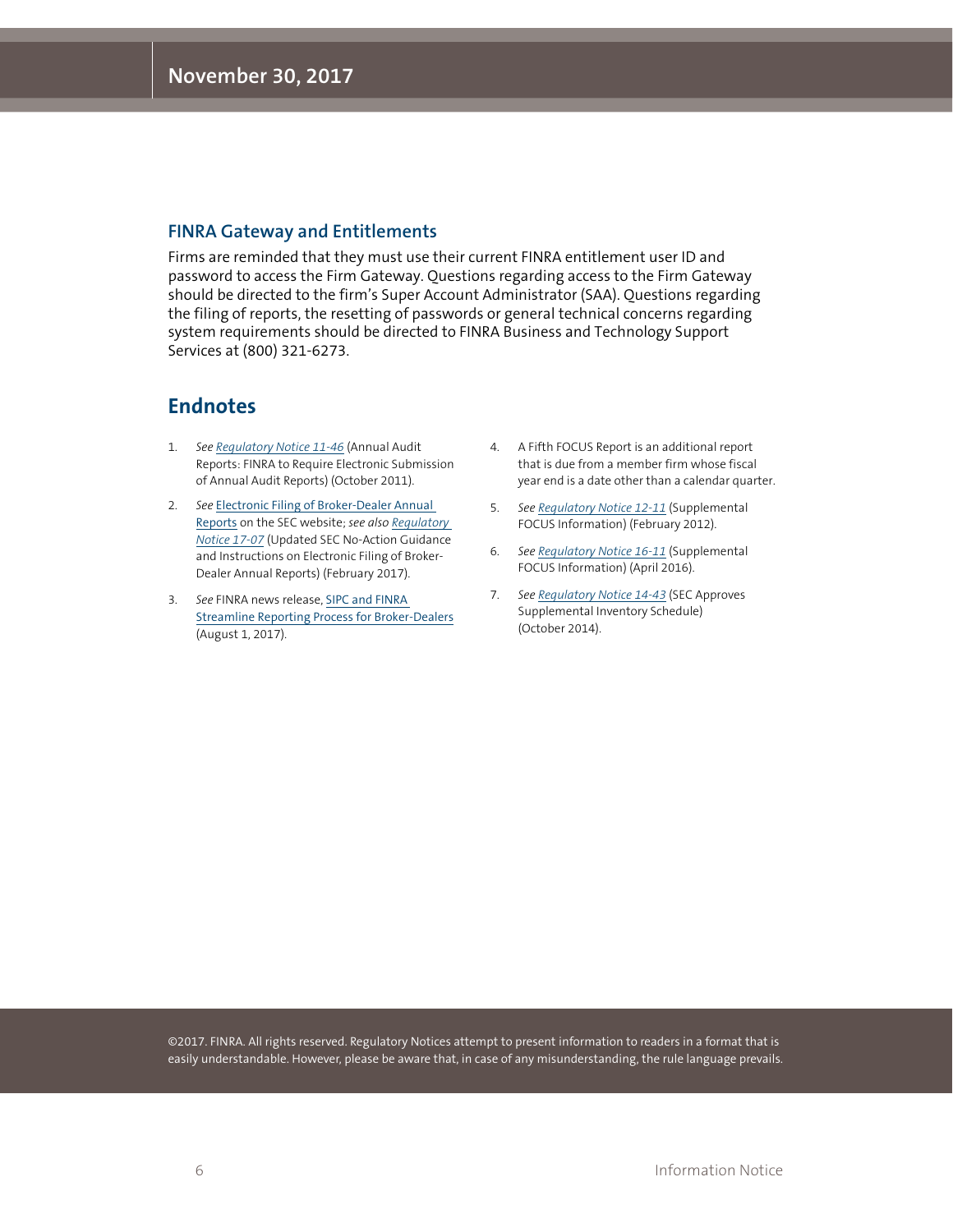### FINRA Gateway and Entitlements

Firms are reminded that they must use their current FINRA entitlement user ID and password to access the Firm Gateway. Questions regarding access to the Firm Gateway should be directed to the firm's Super Account Administrator (SAA). Questions regarding the filing of reports, the resetting of passwords or general technical concerns regarding system requirements should be directed to FINRA Business and Technology Support Services at (800) 321-6273.

## Endnotes

1. *See Regulatory Notice 11-46* (Annual Audit Reports: FINRA to Require Electronic Submission of Annual Audit Reports) (October 2011).
2. *See* Electronic Filing of Broker-Dealer Annual Reports on the SEC website; *see also Regulatory Notice 17-07* (Updated SEC No-Action Guidance and Instructions on Electronic Filing of Broker-Dealer Annual Reports) (February 2017).
3. *See* FINRA news release, SIPC and FINRA Streamline Reporting Process for Broker-Dealers (August 1, 2017).
4. A Fifth FOCUS Report is an additional report that is due from a member firm whose fiscal year end is a date other than a calendar quarter.
5. *See Regulatory Notice 12-11* (Supplemental FOCUS Information) (February 2012).
6. *See Regulatory Notice 16-11* (Supplemental FOCUS Information) (April 2016).
7. *See Regulatory Notice 14-43* (SEC Approves Supplemental Inventory Schedule) (October 2014).

©2017. FINRA. All rights reserved. Regulatory Notices attempt to present information to readers in a format that is easily understandable. However, please be aware that, in case of any misunderstanding, the rule language prevails.